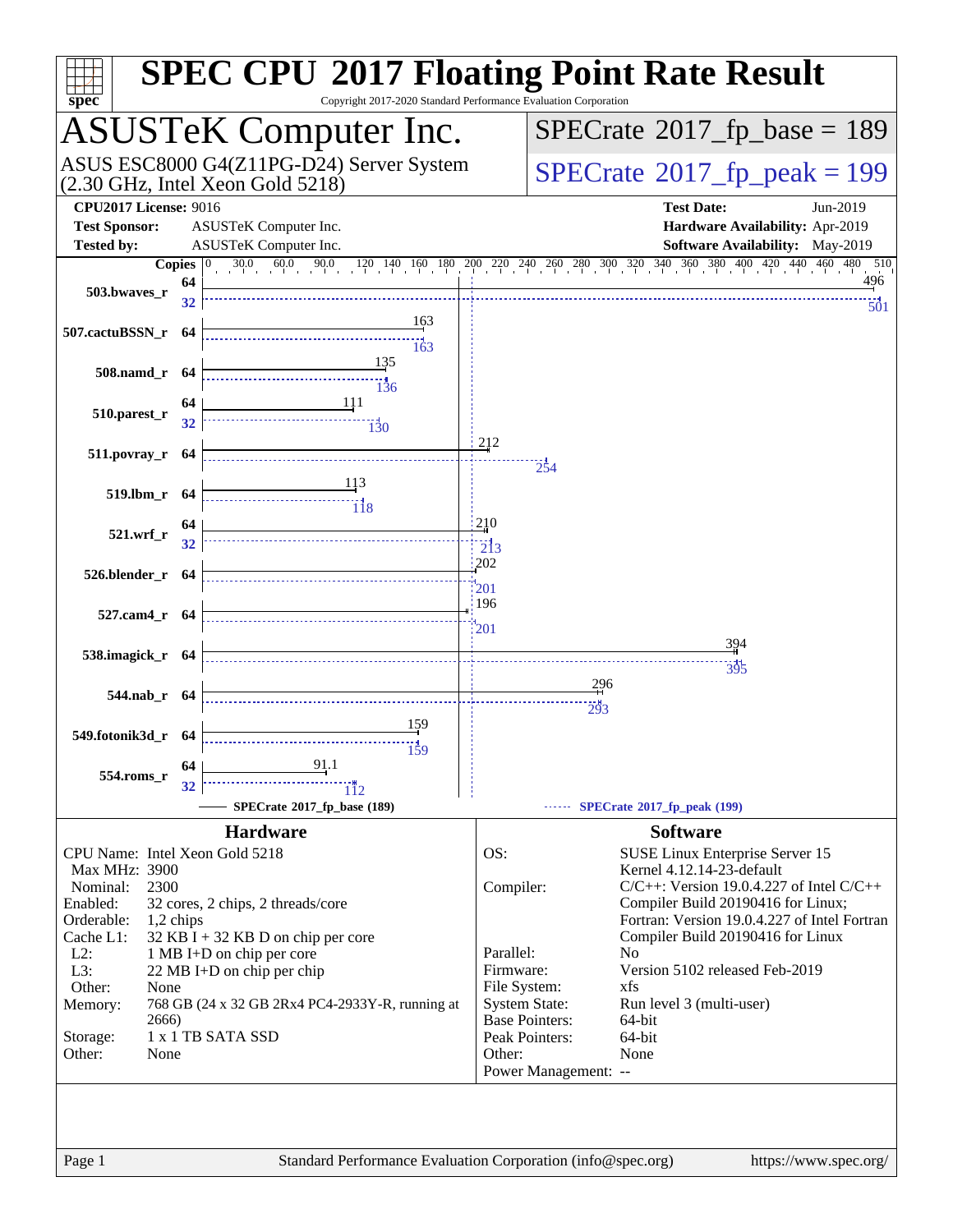# SPEC CPU 2017 Floating Point Rate Result

Copyright 2017-2020 Standard Performance Evaluation Corporation

## ASUSTeK Computer Inc.

ASUS ESC8000 G4(Z11PG-D24) Server System
(2.30 GHz, Intel Xeon Gold 5218)

SPECrate 2017_fp_base = 189

SPECrate 2017_fp_peak = 199

| | | | |
|---|---|---|---|
| **CPU2017 License:** | 9016 | **Test Date:** | Jun-2019 |
| **Test Sponsor:** | ASUSTeK Computer Inc. | **Hardware Availability:** | Apr-2019 |
| **Tested by:** | ASUSTeK Computer Inc. | **Software Availability:** | May-2019 |

| Benchmark | Copies (base) | Base | Copies (peak) | Peak |
|---|---|---|---|---|
| 503.bwaves_r | 64 | 496 | 32 | 501 |
| 507.cactuBSSN_r | 64 | 163 | 64 | 163 |
| 508.namd_r | 64 | 135 | 64 | 136 |
| 510.parest_r | 64 | 111 | 32 | 130 |
| 511.povray_r | 64 | 212 | 64 | 254 |
| 519.lbm_r | 64 | 113 | 64 | 118 |
| 521.wrf_r | 64 | 210 | 32 | 213 |
| 526.blender_r | 64 | 202 | 64 | 201 |
| 527.cam4_r | 64 | 196 | 64 | 201 |
| 538.imagick_r | 64 | 394 | 64 | 395 |
| 544.nab_r | 64 | 296 | 64 | 293 |
| 549.fotonik3d_r | 64 | 159 | 64 | 159 |
| 554.roms_r | 64 | 91.1 | 32 | 112 |

SPECrate 2017_fp_base (189) SPECrate 2017_fp_peak (199)

### Hardware

| | |
|---|---|
| CPU Name: | Intel Xeon Gold 5218 |
| Max MHz: | 3900 |
| Nominal: | 2300 |
| Enabled: | 32 cores, 2 chips, 2 threads/core |
| Orderable: | 1,2 chips |
| Cache L1: | 32 KB I + 32 KB D on chip per core |
| L2: | 1 MB I+D on chip per core |
| L3: | 22 MB I+D on chip per chip |
| Other: | None |
| Memory: | 768 GB (24 x 32 GB 2Rx4 PC4-2933Y-R, running at 2666) |
| Storage: | 1 x 1 TB SATA SSD |
| Other: | None |

### Software

| | |
|---|---|
| OS: | SUSE Linux Enterprise Server 15 Kernel 4.12.14-23-default |
| Compiler: | C/C++: Version 19.0.4.227 of Intel C/C++ Compiler Build 20190416 for Linux; Fortran: Version 19.0.4.227 of Intel Fortran Compiler Build 20190416 for Linux |
| Parallel: | No |
| Firmware: | Version 5102 released Feb-2019 |
| File System: | xfs |
| System State: | Run level 3 (multi-user) |
| Base Pointers: | 64-bit |
| Peak Pointers: | 64-bit |
| Other: | None |
| Power Management: | -- |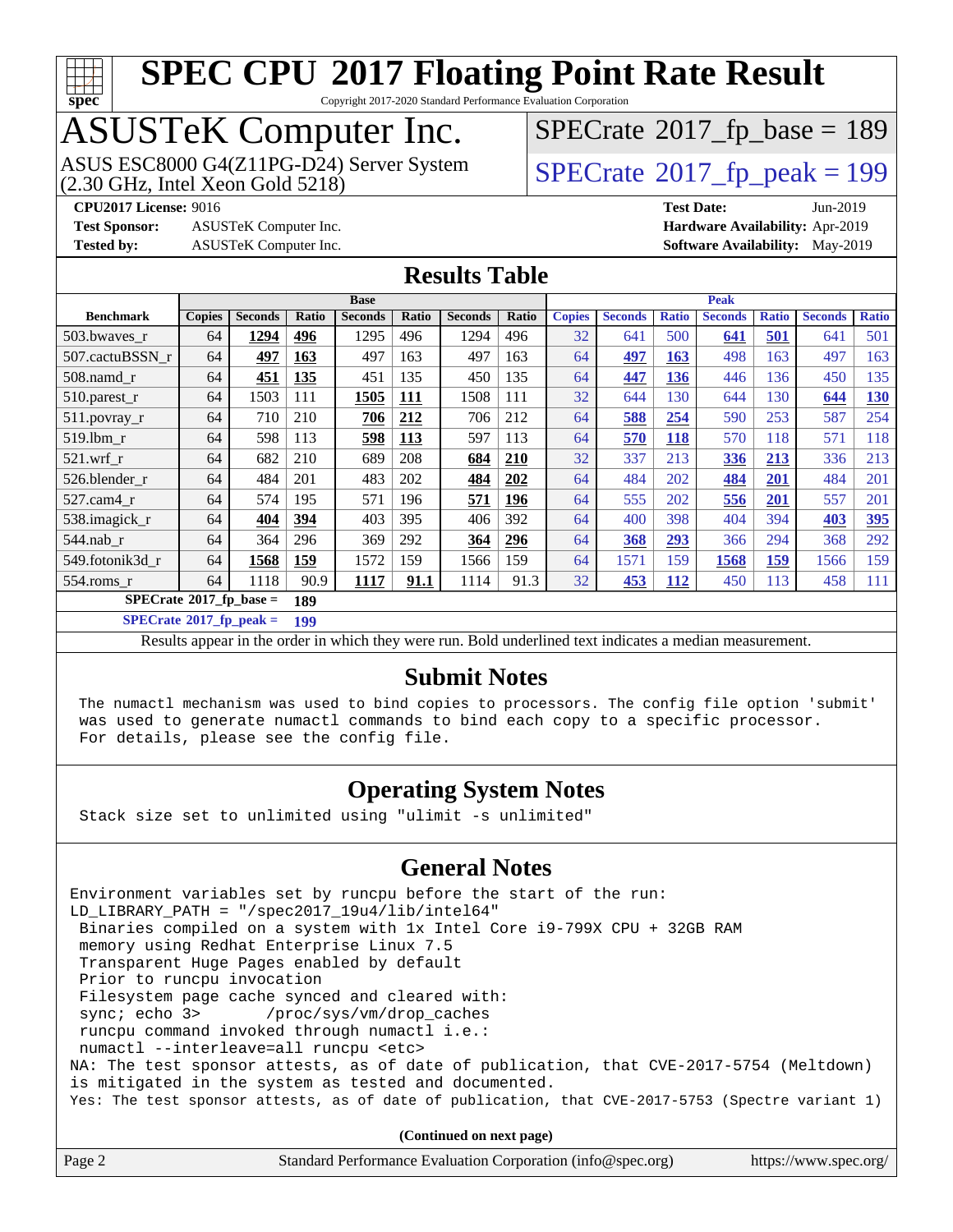# SPEC CPU 2017 Floating Point Rate Result

Copyright 2017-2020 Standard Performance Evaluation Corporation

# ASUSTeK Computer Inc.

ASUS ESC8000 G4(Z11PG-D24) Server System
(2.30 GHz, Intel Xeon Gold 5218)

SPECrate 2017_fp_base = 189

SPECrate 2017_fp_peak = 199

**CPU2017 License:** 9016
**Test Sponsor:** ASUSTeK Computer Inc.
**Tested by:** ASUSTeK Computer Inc.
**Test Date:** Jun-2019
**Hardware Availability:** Apr-2019
**Software Availability:** May-2019

## Results Table

| Benchmark | Base | | | | | | | Peak | | | | | | |
|---|---|---|---|---|---|---|---|---|---|---|---|---|---|---|
| | Copies | Seconds | Ratio | Seconds | Ratio | Seconds | Ratio | Copies | Seconds | Ratio | Seconds | Ratio | Seconds | Ratio |
| 503.bwaves_r | 64 | **1294** | **496** | 1295 | 496 | 1294 | 496 | 32 | 641 | 500 | **641** | **501** | 641 | 501 |
| 507.cactuBSSN_r | 64 | **497** | **163** | 497 | 163 | 497 | 163 | 64 | **497** | **163** | 498 | 163 | 497 | 163 |
| 508.namd_r | 64 | **451** | **135** | 451 | 135 | 450 | 135 | 64 | **447** | **136** | 446 | 136 | 450 | 135 |
| 510.parest_r | 64 | 1503 | 111 | **1505** | **111** | 1508 | 111 | 32 | 644 | 130 | 644 | 130 | **644** | **130** |
| 511.povray_r | 64 | 710 | 210 | **706** | **212** | 706 | 212 | 64 | **588** | **254** | 590 | 253 | 587 | 254 |
| 519.lbm_r | 64 | 598 | 113 | **598** | **113** | 597 | 113 | 64 | **570** | **118** | 570 | 118 | 571 | 118 |
| 521.wrf_r | 64 | 682 | 210 | 689 | 208 | **684** | **210** | 32 | 337 | 213 | **336** | **213** | 336 | 213 |
| 526.blender_r | 64 | 484 | 201 | 483 | 202 | **484** | **202** | 64 | 484 | 202 | **484** | **201** | 484 | 201 |
| 527.cam4_r | 64 | 574 | 195 | 571 | 196 | **571** | **196** | 64 | 555 | 202 | **556** | **201** | 557 | 201 |
| 538.imagick_r | 64 | **404** | **394** | 403 | 395 | 406 | 392 | 64 | 400 | 398 | 404 | 394 | **403** | **395** |
| 544.nab_r | 64 | 364 | 296 | 369 | 292 | **364** | **296** | 64 | **368** | **293** | 366 | 294 | 368 | 292 |
| 549.fotonik3d_r | 64 | **1568** | **159** | 1572 | 159 | 1566 | 159 | 64 | 1571 | 159 | **1568** | **159** | 1566 | 159 |
| 554.roms_r | 64 | 1118 | 90.9 | **1117** | **91.1** | 1114 | 91.3 | 32 | **453** | **112** | 450 | 113 | 458 | 111 |

**SPECrate 2017_fp_base = 189**

**SPECrate 2017_fp_peak = 199**

Results appear in the order in which they were run. Bold underlined text indicates a median measurement.

## Submit Notes

The numactl mechanism was used to bind copies to processors. The config file option 'submit' was used to generate numactl commands to bind each copy to a specific processor. For details, please see the config file.

## Operating System Notes

Stack size set to unlimited using "ulimit -s unlimited"

## General Notes

```
Environment variables set by runcpu before the start of the run:
LD_LIBRARY_PATH = "/spec2017_19u4/lib/intel64"
 Binaries compiled on a system with 1x Intel Core i9-799X CPU + 32GB RAM
 memory using Redhat Enterprise Linux 7.5
 Transparent Huge Pages enabled by default
 Prior to runcpu invocation
 Filesystem page cache synced and cleared with:
 sync; echo 3>       /proc/sys/vm/drop_caches
 runcpu command invoked through numactl i.e.:
 numactl --interleave=all runcpu <etc>
NA: The test sponsor attests, as of date of publication, that CVE-2017-5754 (Meltdown)
is mitigated in the system as tested and documented.
Yes: The test sponsor attests, as of date of publication, that CVE-2017-5753 (Spectre variant 1)
```

**(Continued on next page)**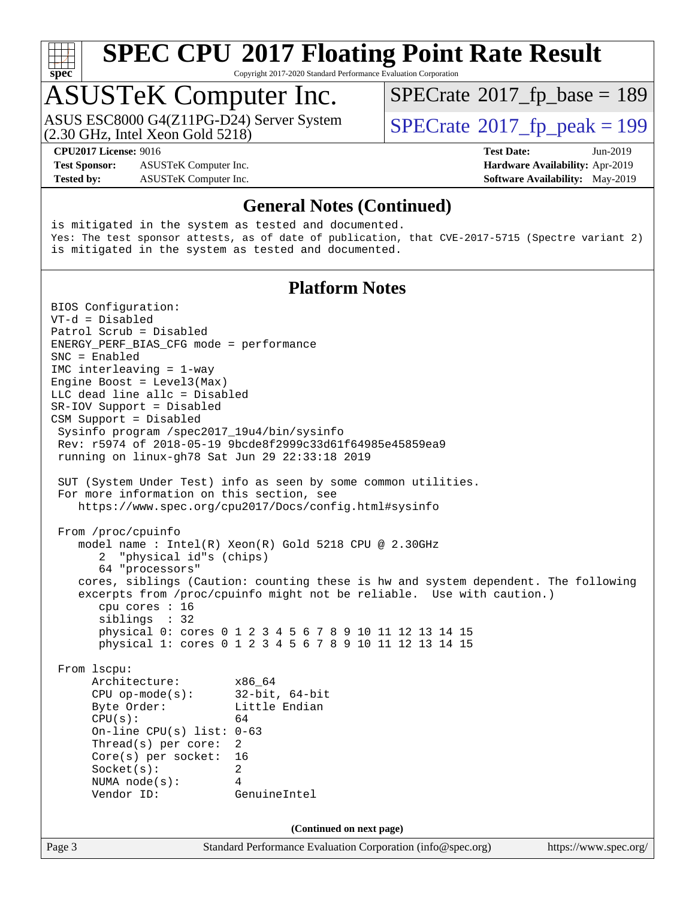## General Notes (Continued)

```
is mitigated in the system as tested and documented.
Yes: The test sponsor attests, as of date of publication, that CVE-2017-5715 (Spectre variant 2)
is mitigated in the system as tested and documented.
```

## Platform Notes

```
BIOS Configuration:
VT-d = Disabled
Patrol Scrub = Disabled
ENERGY_PERF_BIAS_CFG mode = performance
SNC = Enabled
IMC interleaving = 1-way
Engine Boost = Level3(Max)
LLC dead line allc = Disabled
SR-IOV Support = Disabled
CSM Support = Disabled
 Sysinfo program /spec2017_19u4/bin/sysinfo
 Rev: r5974 of 2018-05-19 9bcde8f2999c33d61f64985e45859ea9
 running on linux-gh78 Sat Jun 29 22:33:18 2019

 SUT (System Under Test) info as seen by some common utilities.
 For more information on this section, see
    https://www.spec.org/cpu2017/Docs/config.html#sysinfo

 From /proc/cpuinfo
    model name : Intel(R) Xeon(R) Gold 5218 CPU @ 2.30GHz
       2  "physical id"s (chips)
       64 "processors"
    cores, siblings (Caution: counting these is hw and system dependent. The following
    excerpts from /proc/cpuinfo might not be reliable.  Use with caution.)
       cpu cores : 16
       siblings  : 32
       physical 0: cores 0 1 2 3 4 5 6 7 8 9 10 11 12 13 14 15
       physical 1: cores 0 1 2 3 4 5 6 7 8 9 10 11 12 13 14 15

 From lscpu:
      Architecture:        x86_64
      CPU op-mode(s):      32-bit, 64-bit
      Byte Order:          Little Endian
      CPU(s):              64
      On-line CPU(s) list: 0-63
      Thread(s) per core:  2
      Core(s) per socket:  16
      Socket(s):           2
      NUMA node(s):        4
      Vendor ID:           GenuineIntel
```

(Continued on next page)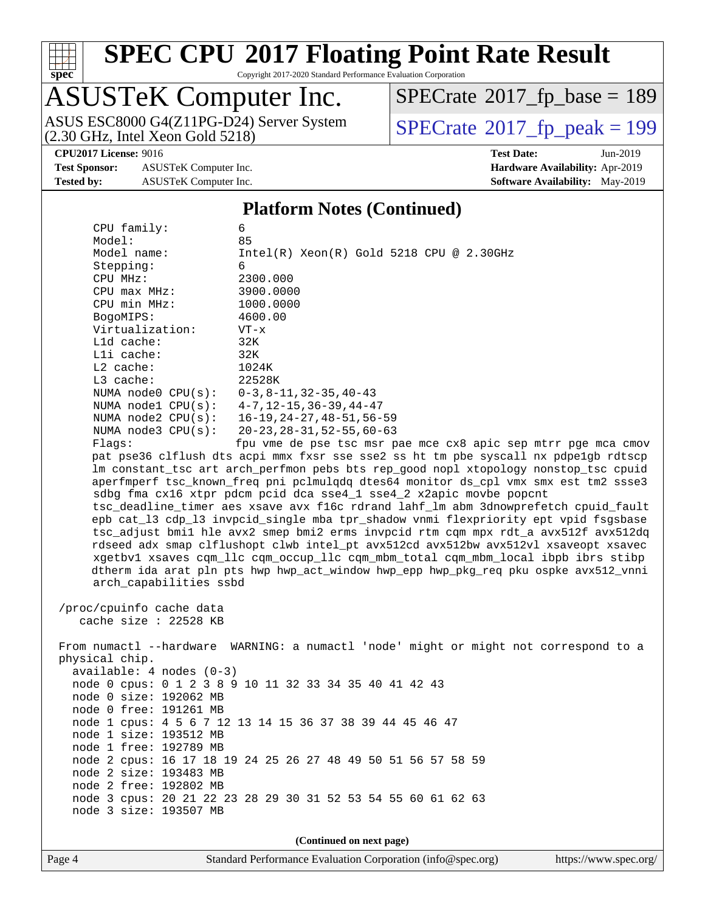## Platform Notes (Continued)

```
    CPU family:          6
    Model:               85
    Model name:          Intel(R) Xeon(R) Gold 5218 CPU @ 2.30GHz
    Stepping:            6
    CPU MHz:             2300.000
    CPU max MHz:         3900.0000
    CPU min MHz:         1000.0000
    BogoMIPS:            4600.00
    Virtualization:      VT-x
    L1d cache:           32K
    L1i cache:           32K
    L2 cache:            1024K
    L3 cache:            22528K
    NUMA node0 CPU(s):   0-3,8-11,32-35,40-43
    NUMA node1 CPU(s):   4-7,12-15,36-39,44-47
    NUMA node2 CPU(s):   16-19,24-27,48-51,56-59
    NUMA node3 CPU(s):   20-23,28-31,52-55,60-63
    Flags:               fpu vme de pse tsc msr pae mce cx8 apic sep mtrr pge mca cmov
    pat pse36 clflush dts acpi mmx fxsr sse sse2 ss ht tm pbe syscall nx pdpe1gb rdtscp
    lm constant_tsc art arch_perfmon pebs bts rep_good nopl xtopology nonstop_tsc cpuid
    aperfmperf tsc_known_freq pni pclmulqdq dtes64 monitor ds_cpl vmx smx est tm2 ssse3
    sdbg fma cx16 xtpr pdcm pcid dca sse4_1 sse4_2 x2apic movbe popcnt
    tsc_deadline_timer aes xsave avx f16c rdrand lahf_lm abm 3dnowprefetch cpuid_fault
    epb cat_l3 cdp_l3 invpcid_single mba tpr_shadow vnmi flexpriority ept vpid fsgsbase
    tsc_adjust bmi1 hle avx2 smep bmi2 erms invpcid rtm cqm mpx rdt_a avx512f avx512dq
    rdseed adx smap clflushopt clwb intel_pt avx512cd avx512bw avx512vl xsaveopt xsavec
    xgetbv1 xsaves cqm_llc cqm_occup_llc cqm_mbm_total cqm_mbm_local ibpb ibrs stibp
    dtherm ida arat pln pts hwp hwp_act_window hwp_epp hwp_pkg_req pku ospke avx512_vnni
    arch_capabilities ssbd

 /proc/cpuinfo cache data
    cache size : 22528 KB

 From numactl --hardware  WARNING: a numactl 'node' might or might not correspond to a
 physical chip.
   available: 4 nodes (0-3)
   node 0 cpus: 0 1 2 3 8 9 10 11 32 33 34 35 40 41 42 43
   node 0 size: 192062 MB
   node 0 free: 191261 MB
   node 1 cpus: 4 5 6 7 12 13 14 15 36 37 38 39 44 45 46 47
   node 1 size: 193512 MB
   node 1 free: 192789 MB
   node 2 cpus: 16 17 18 19 24 25 26 27 48 49 50 51 56 57 58 59
   node 2 size: 193483 MB
   node 2 free: 192802 MB
   node 3 cpus: 20 21 22 23 28 29 30 31 52 53 54 55 60 61 62 63
   node 3 size: 193507 MB
```

(Continued on next page)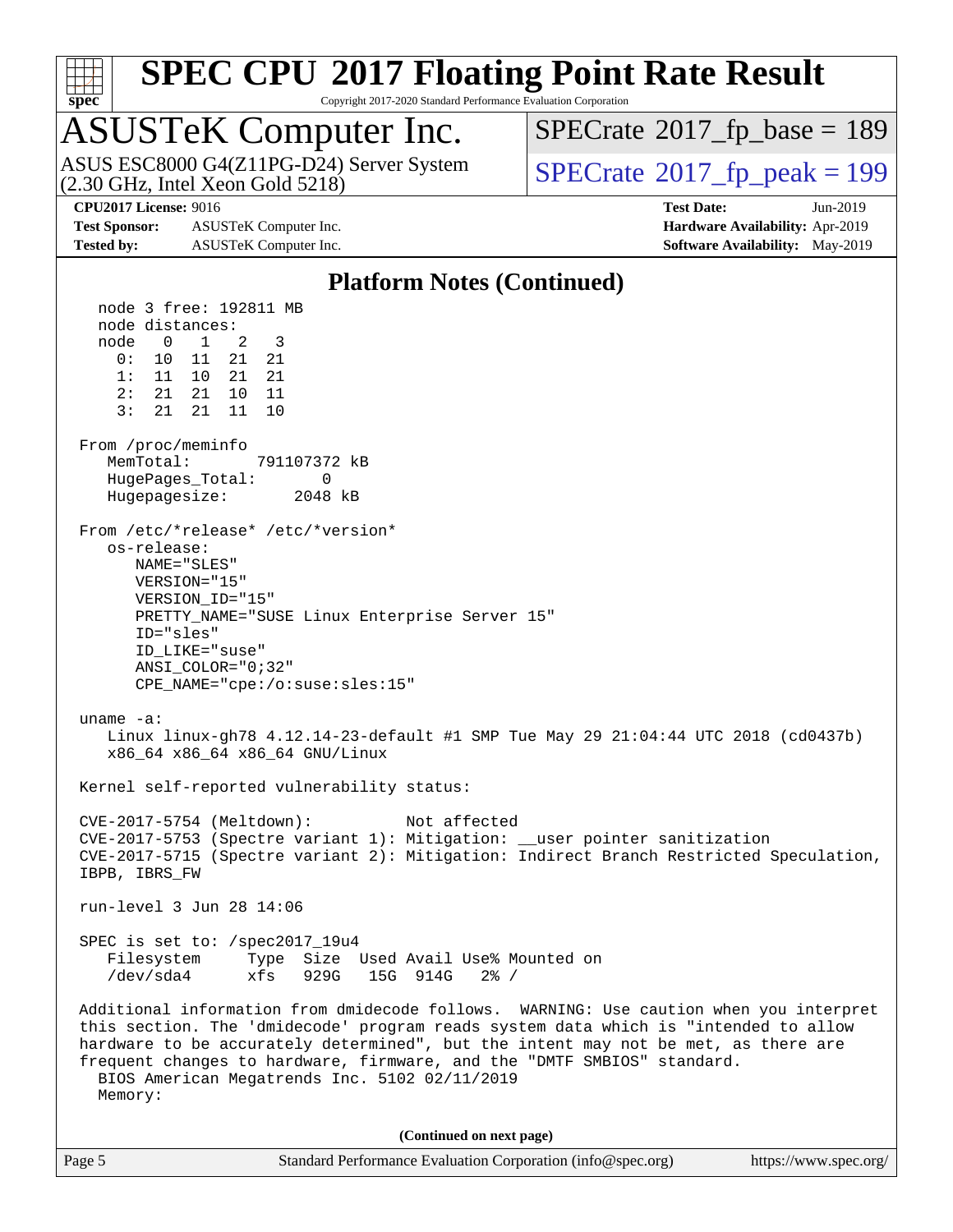## Platform Notes (Continued)

```
    node 3 free: 192811 MB
    node distances:
    node   0   1   2   3
      0:  10  11  21  21
      1:  11  10  21  21
      2:  21  21  10  11
      3:  21  21  11  10

 From /proc/meminfo
    MemTotal:       791107372 kB
    HugePages_Total:       0
    Hugepagesize:       2048 kB

 From /etc/*release* /etc/*version*
    os-release:
       NAME="SLES"
       VERSION="15"
       VERSION_ID="15"
       PRETTY_NAME="SUSE Linux Enterprise Server 15"
       ID="sles"
       ID_LIKE="suse"
       ANSI_COLOR="0;32"
       CPE_NAME="cpe:/o:suse:sles:15"

 uname -a:
    Linux linux-gh78 4.12.14-23-default #1 SMP Tue May 29 21:04:44 UTC 2018 (cd0437b)
    x86_64 x86_64 x86_64 GNU/Linux

 Kernel self-reported vulnerability status:

 CVE-2017-5754 (Meltdown):          Not affected
 CVE-2017-5753 (Spectre variant 1): Mitigation: __user pointer sanitization
 CVE-2017-5715 (Spectre variant 2): Mitigation: Indirect Branch Restricted Speculation,
 IBPB, IBRS_FW

 run-level 3 Jun 28 14:06

 SPEC is set to: /spec2017_19u4
    Filesystem     Type  Size  Used Avail Use% Mounted on
    /dev/sda4      xfs   929G   15G  914G   2% /

 Additional information from dmidecode follows.  WARNING: Use caution when you interpret
 this section. The 'dmidecode' program reads system data which is "intended to allow
 hardware to be accurately determined", but the intent may not be met, as there are
 frequent changes to hardware, firmware, and the "DMTF SMBIOS" standard.
   BIOS American Megatrends Inc. 5102 02/11/2019
   Memory:
```

(Continued on next page)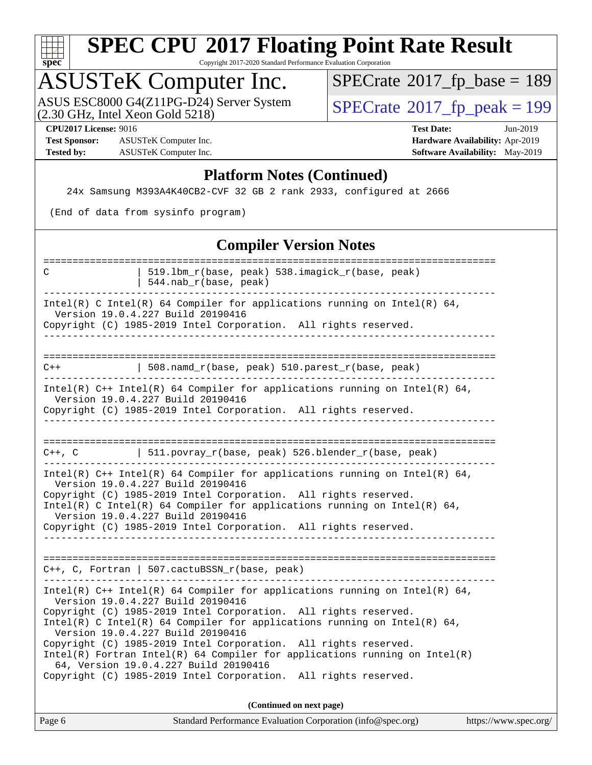## Platform Notes (Continued)

```
    24x Samsung M393A4K40CB2-CVF 32 GB 2 rank 2933, configured at 2666

 (End of data from sysinfo program)
```

## Compiler Version Notes

```
==============================================================================
C               | 519.lbm_r(base, peak) 538.imagick_r(base, peak)
                | 544.nab_r(base, peak)
------------------------------------------------------------------------------
Intel(R) C Intel(R) 64 Compiler for applications running on Intel(R) 64,
  Version 19.0.4.227 Build 20190416
Copyright (C) 1985-2019 Intel Corporation.  All rights reserved.
------------------------------------------------------------------------------

==============================================================================
C++             | 508.namd_r(base, peak) 510.parest_r(base, peak)
------------------------------------------------------------------------------
Intel(R) C++ Intel(R) 64 Compiler for applications running on Intel(R) 64,
  Version 19.0.4.227 Build 20190416
Copyright (C) 1985-2019 Intel Corporation.  All rights reserved.
------------------------------------------------------------------------------

==============================================================================
C++, C          | 511.povray_r(base, peak) 526.blender_r(base, peak)
------------------------------------------------------------------------------
Intel(R) C++ Intel(R) 64 Compiler for applications running on Intel(R) 64,
  Version 19.0.4.227 Build 20190416
Copyright (C) 1985-2019 Intel Corporation.  All rights reserved.
Intel(R) C Intel(R) 64 Compiler for applications running on Intel(R) 64,
  Version 19.0.4.227 Build 20190416
Copyright (C) 1985-2019 Intel Corporation.  All rights reserved.
------------------------------------------------------------------------------

==============================================================================
C++, C, Fortran | 507.cactuBSSN_r(base, peak)
------------------------------------------------------------------------------
Intel(R) C++ Intel(R) 64 Compiler for applications running on Intel(R) 64,
  Version 19.0.4.227 Build 20190416
Copyright (C) 1985-2019 Intel Corporation.  All rights reserved.
Intel(R) C Intel(R) 64 Compiler for applications running on Intel(R) 64,
  Version 19.0.4.227 Build 20190416
Copyright (C) 1985-2019 Intel Corporation.  All rights reserved.
Intel(R) Fortran Intel(R) 64 Compiler for applications running on Intel(R)
  64, Version 19.0.4.227 Build 20190416
Copyright (C) 1985-2019 Intel Corporation.  All rights reserved.
```

**(Continued on next page)**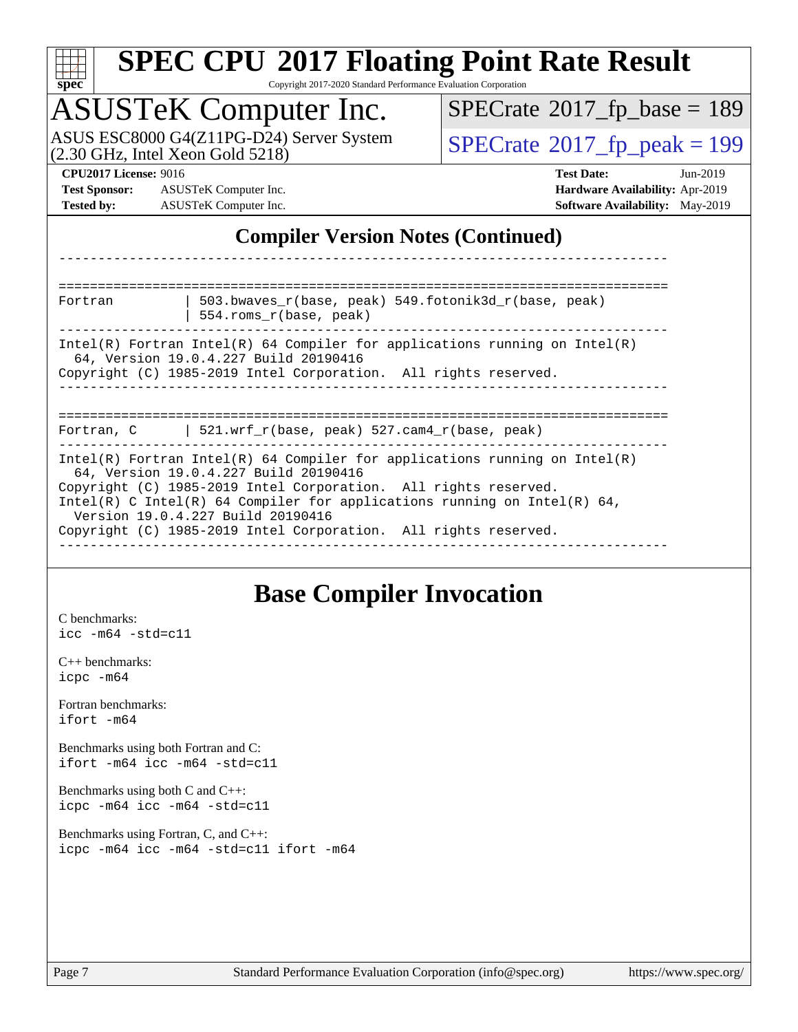# SPEC CPU 2017 Floating Point Rate Result

Copyright 2017-2020 Standard Performance Evaluation Corporation

## ASUSTeK Computer Inc.

ASUS ESC8000 G4(Z11PG-D24) Server System (2.30 GHz, Intel Xeon Gold 5218)

SPECrate 2017_fp_base = 189

SPECrate 2017_fp_peak = 199

**CPU2017 License:** 9016
**Test Sponsor:** ASUSTeK Computer Inc.
**Tested by:** ASUSTeK Computer Inc.

**Test Date:** Jun-2019
**Hardware Availability:** Apr-2019
**Software Availability:** May-2019

## Compiler Version Notes (Continued)

```
------------------------------------------------------------------------------

==============================================================================
Fortran         | 503.bwaves_r(base, peak) 549.fotonik3d_r(base, peak)
                | 554.roms_r(base, peak)
------------------------------------------------------------------------------
Intel(R) Fortran Intel(R) 64 Compiler for applications running on Intel(R)
  64, Version 19.0.4.227 Build 20190416
Copyright (C) 1985-2019 Intel Corporation.  All rights reserved.
------------------------------------------------------------------------------

==============================================================================
Fortran, C      | 521.wrf_r(base, peak) 527.cam4_r(base, peak)
------------------------------------------------------------------------------
Intel(R) Fortran Intel(R) 64 Compiler for applications running on Intel(R)
  64, Version 19.0.4.227 Build 20190416
Copyright (C) 1985-2019 Intel Corporation.  All rights reserved.
Intel(R) C Intel(R) 64 Compiler for applications running on Intel(R) 64,
  Version 19.0.4.227 Build 20190416
Copyright (C) 1985-2019 Intel Corporation.  All rights reserved.
------------------------------------------------------------------------------
```

## Base Compiler Invocation

C benchmarks:
`icc -m64 -std=c11`

C++ benchmarks:
`icpc -m64`

Fortran benchmarks:
`ifort -m64`

Benchmarks using both Fortran and C:
`ifort -m64 icc -m64 -std=c11`

Benchmarks using both C and C++:
`icpc -m64 icc -m64 -std=c11`

Benchmarks using Fortran, C, and C++:
`icpc -m64 icc -m64 -std=c11 ifort -m64`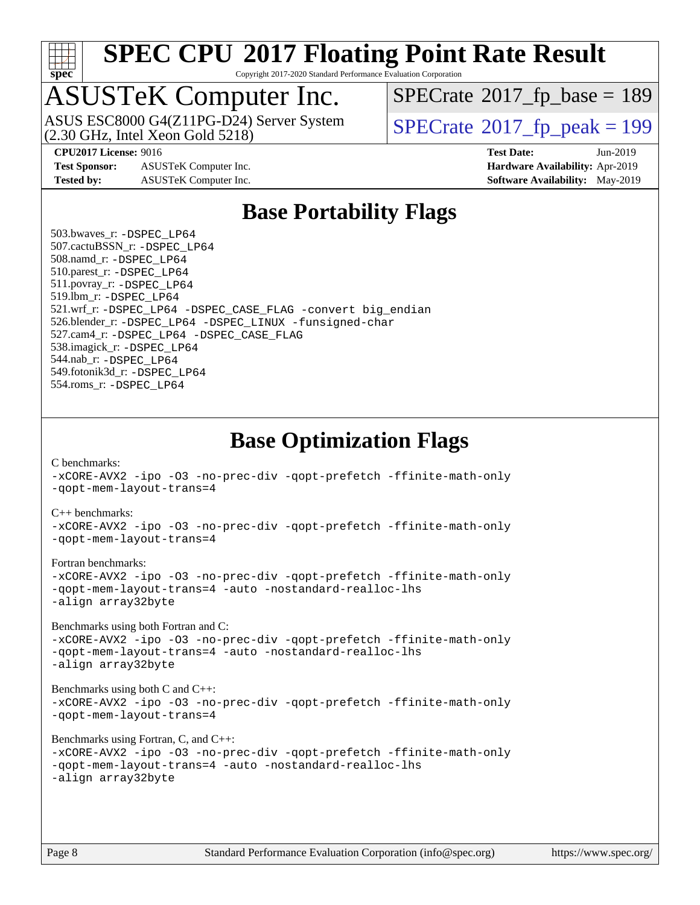# SPEC CPU 2017 Floating Point Rate Result

Copyright 2017-2020 Standard Performance Evaluation Corporation

## ASUSTeK Computer Inc.

ASUS ESC8000 G4(Z11PG-D24) Server System (2.30 GHz, Intel Xeon Gold 5218)

SPECrate 2017_fp_base = 189

SPECrate 2017_fp_peak = 199

**CPU2017 License:** 9016
**Test Sponsor:** ASUSTeK Computer Inc.
**Tested by:** ASUSTeK Computer Inc.
**Test Date:** Jun-2019
**Hardware Availability:** Apr-2019
**Software Availability:** May-2019

## Base Portability Flags

503.bwaves_r: -DSPEC_LP64
507.cactuBSSN_r: -DSPEC_LP64
508.namd_r: -DSPEC_LP64
510.parest_r: -DSPEC_LP64
511.povray_r: -DSPEC_LP64
519.lbm_r: -DSPEC_LP64
521.wrf_r: -DSPEC_LP64 -DSPEC_CASE_FLAG -convert big_endian
526.blender_r: -DSPEC_LP64 -DSPEC_LINUX -funsigned-char
527.cam4_r: -DSPEC_LP64 -DSPEC_CASE_FLAG
538.imagick_r: -DSPEC_LP64
544.nab_r: -DSPEC_LP64
549.fotonik3d_r: -DSPEC_LP64
554.roms_r: -DSPEC_LP64

## Base Optimization Flags

C benchmarks:
-xCORE-AVX2 -ipo -O3 -no-prec-div -qopt-prefetch -ffinite-math-only
-qopt-mem-layout-trans=4

C++ benchmarks:
-xCORE-AVX2 -ipo -O3 -no-prec-div -qopt-prefetch -ffinite-math-only
-qopt-mem-layout-trans=4

Fortran benchmarks:
-xCORE-AVX2 -ipo -O3 -no-prec-div -qopt-prefetch -ffinite-math-only
-qopt-mem-layout-trans=4 -auto -nostandard-realloc-lhs
-align array32byte

Benchmarks using both Fortran and C:
-xCORE-AVX2 -ipo -O3 -no-prec-div -qopt-prefetch -ffinite-math-only
-qopt-mem-layout-trans=4 -auto -nostandard-realloc-lhs
-align array32byte

Benchmarks using both C and C++:
-xCORE-AVX2 -ipo -O3 -no-prec-div -qopt-prefetch -ffinite-math-only
-qopt-mem-layout-trans=4

Benchmarks using Fortran, C, and C++:
-xCORE-AVX2 -ipo -O3 -no-prec-div -qopt-prefetch -ffinite-math-only
-qopt-mem-layout-trans=4 -auto -nostandard-realloc-lhs
-align array32byte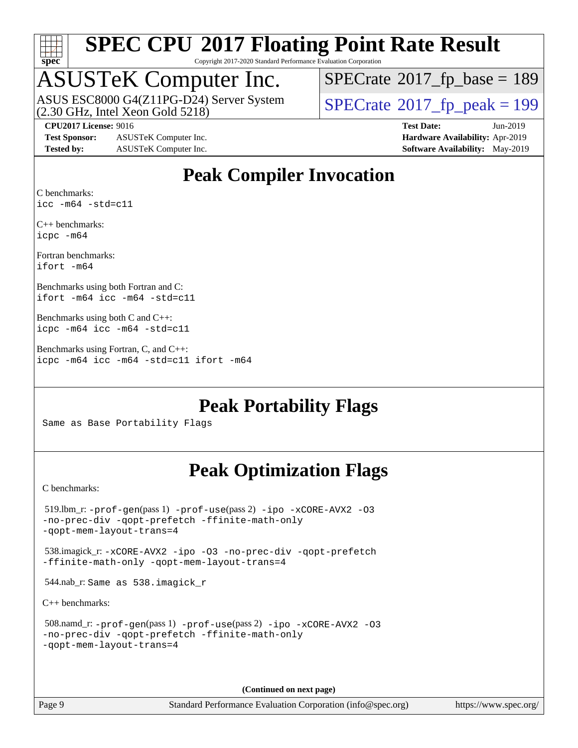# SPEC CPU 2017 Floating Point Rate Result

Copyright 2017-2020 Standard Performance Evaluation Corporation

## ASUSTeK Computer Inc.

ASUS ESC8000 G4(Z11PG-D24) Server System (2.30 GHz, Intel Xeon Gold 5218)

SPECrate 2017_fp_base = 189

SPECrate 2017_fp_peak = 199

**CPU2017 License:** 9016
**Test Sponsor:** ASUSTeK Computer Inc.
**Tested by:** ASUSTeK Computer Inc.

**Test Date:** Jun-2019
**Hardware Availability:** Apr-2019
**Software Availability:** May-2019

## Peak Compiler Invocation

C benchmarks:
```
icc -m64 -std=c11
```

C++ benchmarks:
```
icpc -m64
```

Fortran benchmarks:
```
ifort -m64
```

Benchmarks using both Fortran and C:
```
ifort -m64 icc -m64 -std=c11
```

Benchmarks using both C and C++:
```
icpc -m64 icc -m64 -std=c11
```

Benchmarks using Fortran, C, and C++:
```
icpc -m64 icc -m64 -std=c11 ifort -m64
```

## Peak Portability Flags

Same as Base Portability Flags

## Peak Optimization Flags

C benchmarks:

519.lbm_r: `-prof-gen`(pass 1) `-prof-use`(pass 2) `-ipo -xCORE-AVX2 -O3 -no-prec-div -qopt-prefetch -ffinite-math-only -qopt-mem-layout-trans=4`

538.imagick_r: `-xCORE-AVX2 -ipo -O3 -no-prec-div -qopt-prefetch -ffinite-math-only -qopt-mem-layout-trans=4`

544.nab_r: Same as 538.imagick_r

C++ benchmarks:

508.namd_r: `-prof-gen`(pass 1) `-prof-use`(pass 2) `-ipo -xCORE-AVX2 -O3 -no-prec-div -qopt-prefetch -ffinite-math-only -qopt-mem-layout-trans=4`

(Continued on next page)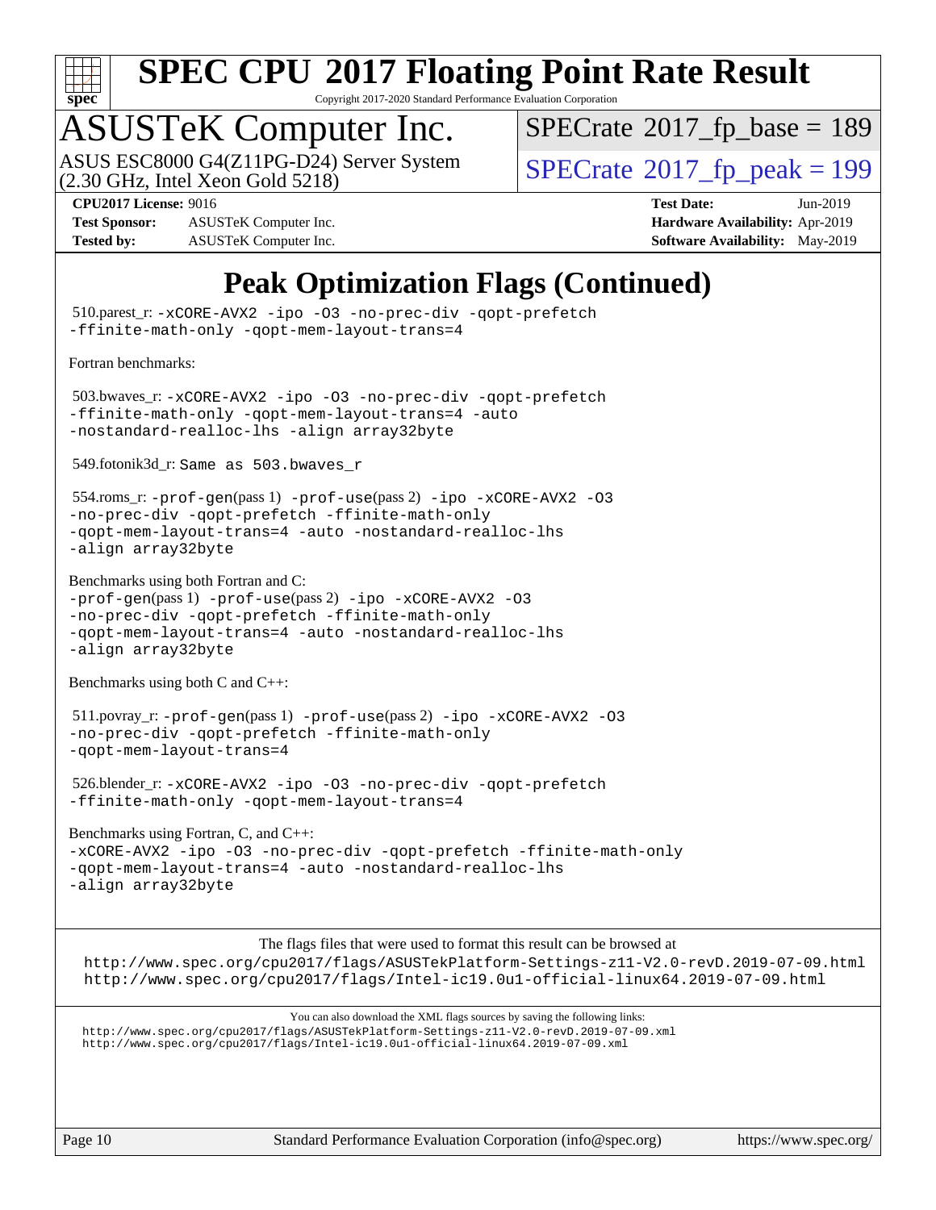# SPEC CPU 2017 Floating Point Rate Result

Copyright 2017-2020 Standard Performance Evaluation Corporation

# ASUSTeK Computer Inc.

ASUS ESC8000 G4(Z11PG-D24) Server System
(2.30 GHz, Intel Xeon Gold 5218)

SPECrate 2017_fp_base = 189

SPECrate 2017_fp_peak = 199

**CPU2017 License:** 9016
**Test Sponsor:** ASUSTeK Computer Inc.
**Tested by:** ASUSTeK Computer Inc.

**Test Date:** Jun-2019
**Hardware Availability:** Apr-2019
**Software Availability:** May-2019

## Peak Optimization Flags (Continued)

510.parest_r: `-xCORE-AVX2 -ipo -O3 -no-prec-div -qopt-prefetch -ffinite-math-only -qopt-mem-layout-trans=4`

Fortran benchmarks:

503.bwaves_r: `-xCORE-AVX2 -ipo -O3 -no-prec-div -qopt-prefetch -ffinite-math-only -qopt-mem-layout-trans=4 -auto -nostandard-realloc-lhs -align array32byte`

549.fotonik3d_r: `Same as 503.bwaves_r`

554.roms_r: `-prof-gen`(pass 1) `-prof-use`(pass 2) `-ipo -xCORE-AVX2 -O3 -no-prec-div -qopt-prefetch -ffinite-math-only -qopt-mem-layout-trans=4 -auto -nostandard-realloc-lhs -align array32byte`

Benchmarks using both Fortran and C:
`-prof-gen`(pass 1) `-prof-use`(pass 2) `-ipo -xCORE-AVX2 -O3 -no-prec-div -qopt-prefetch -ffinite-math-only -qopt-mem-layout-trans=4 -auto -nostandard-realloc-lhs -align array32byte`

Benchmarks using both C and C++:

511.povray_r: `-prof-gen`(pass 1) `-prof-use`(pass 2) `-ipo -xCORE-AVX2 -O3 -no-prec-div -qopt-prefetch -ffinite-math-only -qopt-mem-layout-trans=4`

526.blender_r: `-xCORE-AVX2 -ipo -O3 -no-prec-div -qopt-prefetch -ffinite-math-only -qopt-mem-layout-trans=4`

Benchmarks using Fortran, C, and C++:
`-xCORE-AVX2 -ipo -O3 -no-prec-div -qopt-prefetch -ffinite-math-only -qopt-mem-layout-trans=4 -auto -nostandard-realloc-lhs -align array32byte`

The flags files that were used to format this result can be browsed at
http://www.spec.org/cpu2017/flags/ASUSTekPlatform-Settings-z11-V2.0-revD.2019-07-09.html
http://www.spec.org/cpu2017/flags/Intel-ic19.0u1-official-linux64.2019-07-09.html

You can also download the XML flags sources by saving the following links:
http://www.spec.org/cpu2017/flags/ASUSTekPlatform-Settings-z11-V2.0-revD.2019-07-09.xml
http://www.spec.org/cpu2017/flags/Intel-ic19.0u1-official-linux64.2019-07-09.xml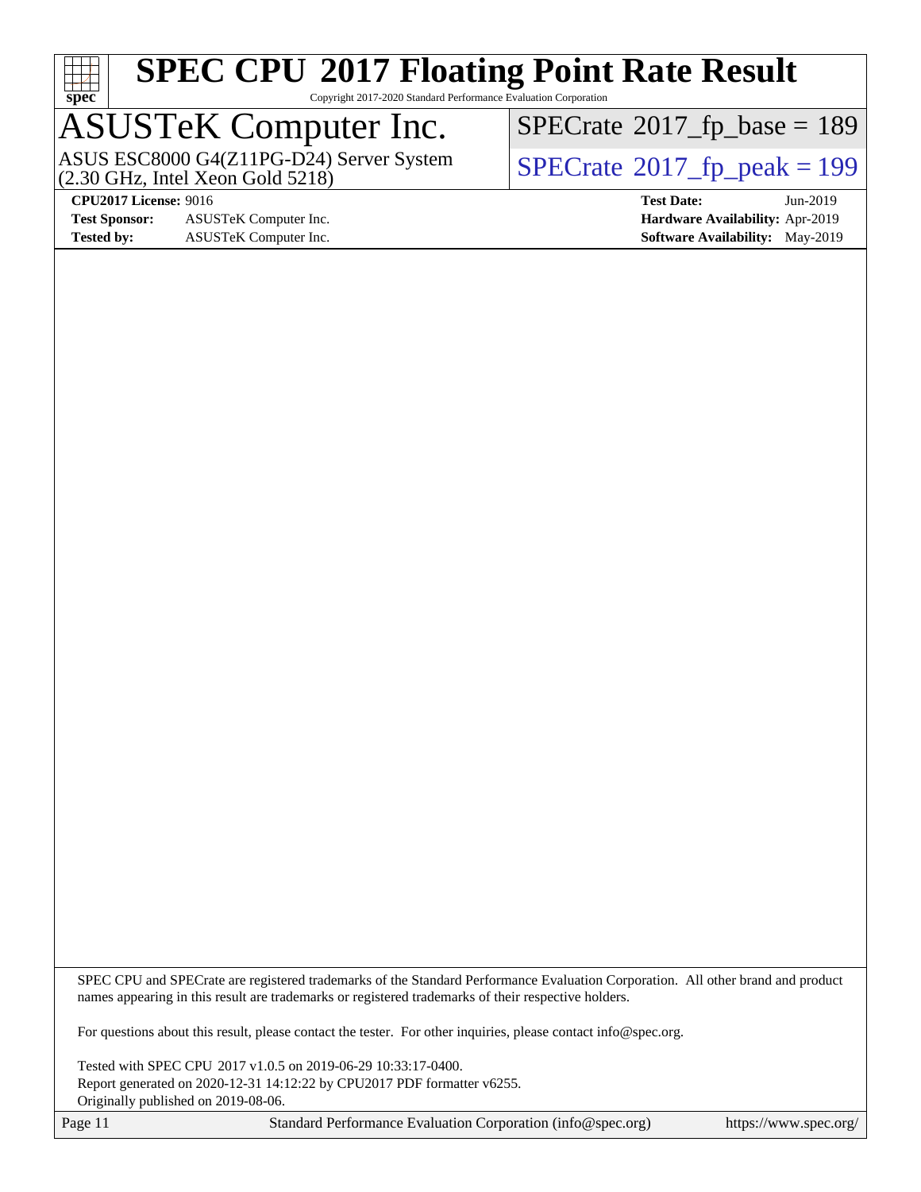SPEC CPU and SPECrate are registered trademarks of the Standard Performance Evaluation Corporation. All other brand and product names appearing in this result are trademarks or registered trademarks of their respective holders.

For questions about this result, please contact the tester. For other inquiries, please contact info@spec.org.

Tested with SPEC CPU 2017 v1.0.5 on 2019-06-29 10:33:17-0400.
Report generated on 2020-12-31 14:12:22 by CPU2017 PDF formatter v6255.
Originally published on 2019-08-06.